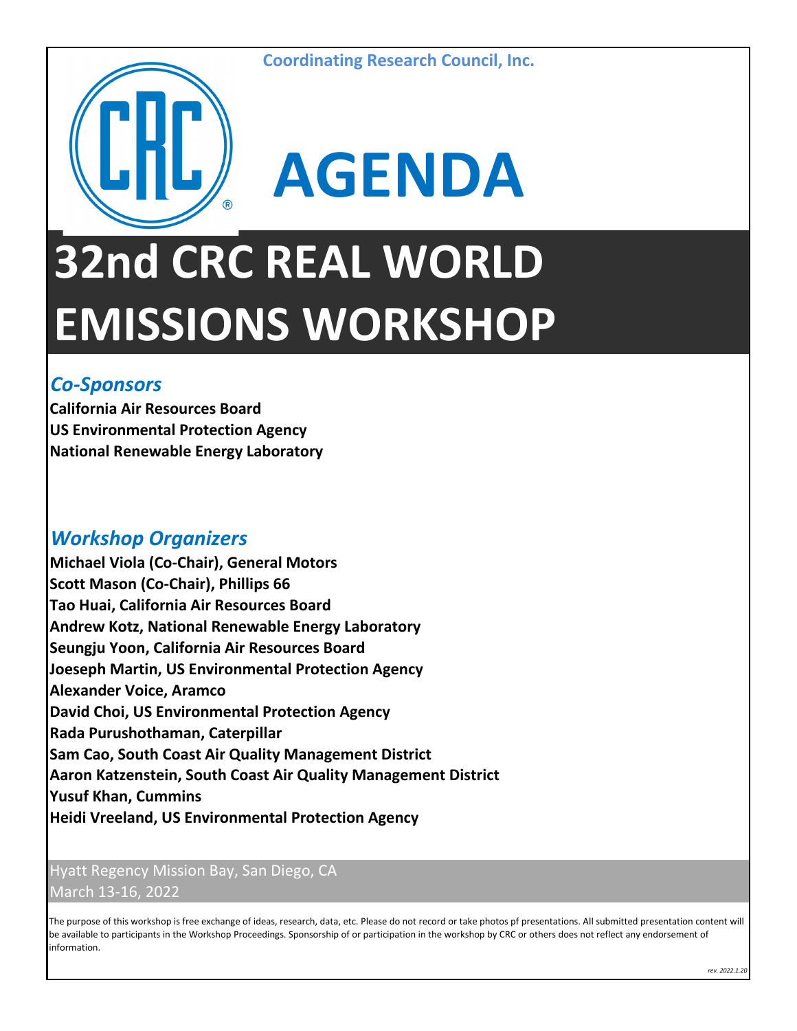Coordinating Research Council, Inc.

# AGENDA

# 32nd CRC REAL WORLD EMISSIONS WORKSHOP

## *Co-Sponsors*

**California Air Resources Board**
**US Environmental Protection Agency**
**National Renewable Energy Laboratory**

## *Workshop Organizers*

**Michael Viola (Co-Chair), General Motors**
**Scott Mason (Co-Chair), Phillips 66**
**Tao Huai, California Air Resources Board**
**Andrew Kotz, National Renewable Energy Laboratory**
**Seungju Yoon, California Air Resources Board**
**Joeseph Martin, US Environmental Protection Agency**
**Alexander Voice, Aramco**
**David Choi, US Environmental Protection Agency**
**Rada Purushothaman, Caterpillar**
**Sam Cao, South Coast Air Quality Management District**
**Aaron Katzenstein, South Coast Air Quality Management District**
**Yusuf Khan, Cummins**
**Heidi Vreeland, US Environmental Protection Agency**

Hyatt Regency Mission Bay, San Diego, CA
March 13-16, 2022

The purpose of this workshop is free exchange of ideas, research, data, etc. Please do not record or take photos pf presentations. All submitted presentation content will be available to participants in the Workshop Proceedings. Sponsorship of or participation in the workshop by CRC or others does not reflect any endorsement of information.

*rev. 2022.1.20*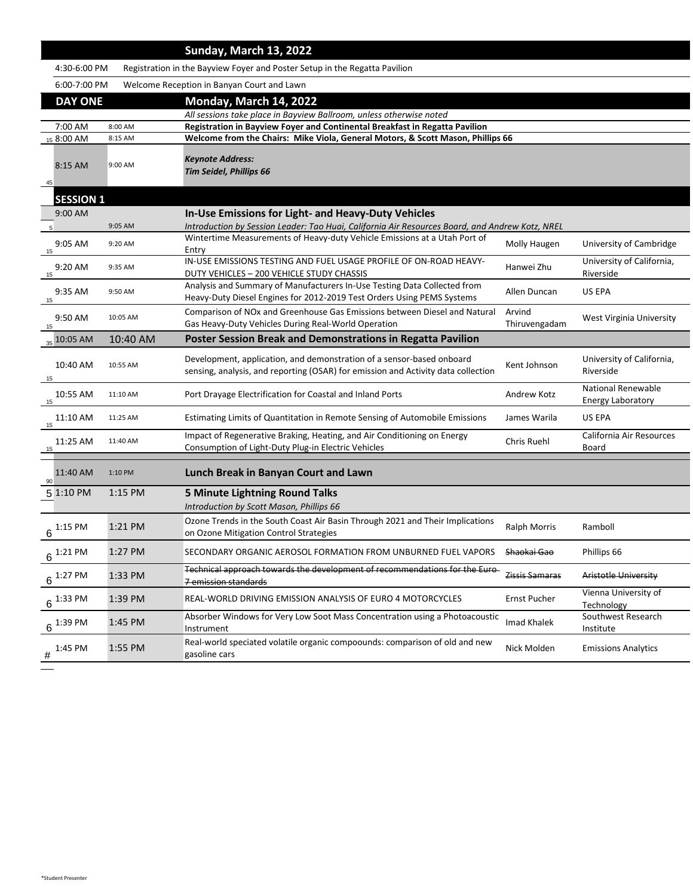## Sunday, March 13, 2022

| | | |
|---|---|---|
| 4:30-6:00 PM | Registration in the Bayview Foyer and Poster Setup in the Regatta Pavilion | |
| 6:00-7:00 PM | Welcome Reception in Banyan Court and Lawn | |

## DAY ONE — Monday, March 14, 2022

*All sessions take place in Bayview Ballroom, unless otherwise noted*

| | Start | End | Title | Presenter | Affiliation |
|---|---|---|---|---|---|
| | 7:00 AM | 8:00 AM | **Registration in Bayview Foyer and Continental Breakfast in Regatta Pavilion** | | |
| 15 | 8:00 AM | 8:15 AM | **Welcome from the Chairs: Mike Viola, General Motors, & Scott Mason, Phillips 66** | | |
| 45 | 8:15 AM | 9:00 AM | ***Keynote Address: Tim Seidel, Phillips 66*** | | |
| | **SESSION 1** | | | | |
| | 9:00 AM | | **In-Use Emissions for Light- and Heavy-Duty Vehicles** | | |
| 5 | | 9:05 AM | *Introduction by Session Leader: Tao Huai, California Air Resources Board, and Andrew Kotz, NREL* | | |
| 15 | 9:05 AM | 9:20 AM | Wintertime Measurements of Heavy-duty Vehicle Emissions at a Utah Port of Entry | Molly Haugen | University of Cambridge |
| 15 | 9:20 AM | 9:35 AM | IN-USE EMISSIONS TESTING AND FUEL USAGE PROFILE OF ON-ROAD HEAVY-DUTY VEHICLES – 200 VEHICLE STUDY CHASSIS | Hanwei Zhu | University of California, Riverside |
| 15 | 9:35 AM | 9:50 AM | Analysis and Summary of Manufacturers In-Use Testing Data Collected from Heavy-Duty Diesel Engines for 2012-2019 Test Orders Using PEMS Systems | Allen Duncan | US EPA |
| 15 | 9:50 AM | 10:05 AM | Comparison of NOx and Greenhouse Gas Emissions between Diesel and Natural Gas Heavy-Duty Vehicles During Real-World Operation | Arvind Thiruvengadam | West Virginia University |
| 35 | 10:05 AM | 10:40 AM | **Poster Session Break and Demonstrations in Regatta Pavilion** | | |
| 15 | 10:40 AM | 10:55 AM | Development, application, and demonstration of a sensor-based onboard sensing, analysis, and reporting (OSAR) for emission and Activity data collection | Kent Johnson | University of California, Riverside |
| 15 | 10:55 AM | 11:10 AM | Port Drayage Electrification for Coastal and Inland Ports | Andrew Kotz | National Renewable Energy Laboratory |
| 15 | 11:10 AM | 11:25 AM | Estimating Limits of Quantitation in Remote Sensing of Automobile Emissions | James Warila | US EPA |
| 15 | 11:25 AM | 11:40 AM | Impact of Regenerative Braking, Heating, and Air Conditioning on Energy Consumption of Light-Duty Plug-in Electric Vehicles | Chris Ruehl | California Air Resources Board |
| 90 | 11:40 AM | 1:10 PM | **Lunch Break in Banyan Court and Lawn** | | |
| 5 | 1:10 PM | 1:15 PM | **5 Minute Lightning Round Talks** *Introduction by Scott Mason, Phillips 66* | | |
| 6 | 1:15 PM | 1:21 PM | Ozone Trends in the South Coast Air Basin Through 2021 and Their Implications on Ozone Mitigation Control Strategies | Ralph Morris | Ramboll |
| 6 | 1:21 PM | 1:27 PM | SECONDARY ORGANIC AEROSOL FORMATION FROM UNBURNED FUEL VAPORS | ~~Shaokai Gao~~ | Phillips 66 |
| 6 | 1:27 PM | 1:33 PM | ~~Technical approach towards the development of recommendations for the Euro 7 emission standards~~ | ~~Zissis Samaras~~ | ~~Aristotle University~~ |
| 6 | 1:33 PM | 1:39 PM | REAL-WORLD DRIVING EMISSION ANALYSIS OF EURO 4 MOTORCYCLES | Ernst Pucher | Vienna University of Technology |
| 6 | 1:39 PM | 1:45 PM | Absorber Windows for Very Low Soot Mass Concentration using a Photoacoustic Instrument | Imad Khalek | Southwest Research Institute |
| # | 1:45 PM | 1:55 PM | Real-world speciated volatile organic compoounds: comparison of old and new gasoline cars | Nick Molden | Emissions Analytics |

*Student Presenter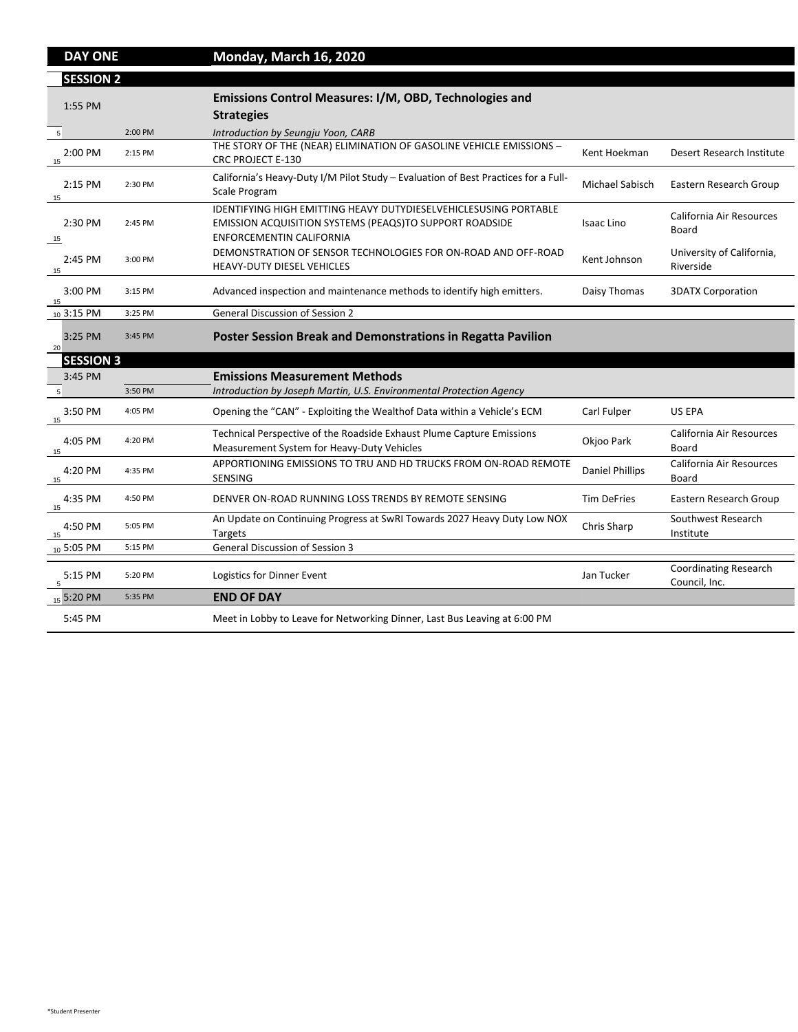| DAY ONE | | Monday, March 16, 2020 | | |
|---|---|---|---|---|
| **SESSION 2** | | | | |
| 1:55 PM | | **Emissions Control Measures: I/M, OBD, Technologies and Strategies** | | |
| 5 | 2:00 PM | *Introduction by Seungju Yoon, CARB* | | |
| 15 2:00 PM | 2:15 PM | THE STORY OF THE (NEAR) ELIMINATION OF GASOLINE VEHICLE EMISSIONS – CRC PROJECT E-130 | Kent Hoekman | Desert Research Institute |
| 15 2:15 PM | 2:30 PM | California's Heavy-Duty I/M Pilot Study – Evaluation of Best Practices for a Full-Scale Program | Michael Sabisch | Eastern Research Group |
| 15 2:30 PM | 2:45 PM | IDENTIFYING HIGH EMITTING HEAVY DUTYDIESELVEHICLESUSING PORTABLE EMISSION ACQUISITION SYSTEMS (PEAQS)TO SUPPORT ROADSIDE ENFORCEMENTIN CALIFORNIA | Isaac Lino | California Air Resources Board |
| 15 2:45 PM | 3:00 PM | DEMONSTRATION OF SENSOR TECHNOLOGIES FOR ON-ROAD AND OFF-ROAD HEAVY-DUTY DIESEL VEHICLES | Kent Johnson | University of California, Riverside |
| 15 3:00 PM | 3:15 PM | Advanced inspection and maintenance methods to identify high emitters. | Daisy Thomas | 3DATX Corporation |
| 10 3:15 PM | 3:25 PM | General Discussion of Session 2 | | |
| 20 3:25 PM | 3:45 PM | **Poster Session Break and Demonstrations in Regatta Pavilion** | | |
| **SESSION 3** | | | | |
| 3:45 PM | | **Emissions Measurement Methods** | | |
| 5 | 3:50 PM | *Introduction by Joseph Martin, U.S. Environmental Protection Agency* | | |
| 15 3:50 PM | 4:05 PM | Opening the "CAN" - Exploiting the Wealthof Data within a Vehicle's ECM | Carl Fulper | US EPA |
| 15 4:05 PM | 4:20 PM | Technical Perspective of the Roadside Exhaust Plume Capture Emissions Measurement System for Heavy-Duty Vehicles | Okjoo Park | California Air Resources Board |
| 15 4:20 PM | 4:35 PM | APPORTIONING EMISSIONS TO TRU AND HD TRUCKS FROM ON-ROAD REMOTE SENSING | Daniel Phillips | California Air Resources Board |
| 15 4:35 PM | 4:50 PM | DENVER ON-ROAD RUNNING LOSS TRENDS BY REMOTE SENSING | Tim DeFries | Eastern Research Group |
| 15 4:50 PM | 5:05 PM | An Update on Continuing Progress at SwRI Towards 2027 Heavy Duty Low NOX Targets | Chris Sharp | Southwest Research Institute |
| 10 5:05 PM | 5:15 PM | General Discussion of Session 3 | | |
| 5 5:15 PM | 5:20 PM | Logistics for Dinner Event | Jan Tucker | Coordinating Research Council, Inc. |
| 15 5:20 PM | 5:35 PM | **END OF DAY** | | |
| 5:45 PM | | Meet in Lobby to Leave for Networking Dinner, Last Bus Leaving at 6:00 PM | | |

*Student Presenter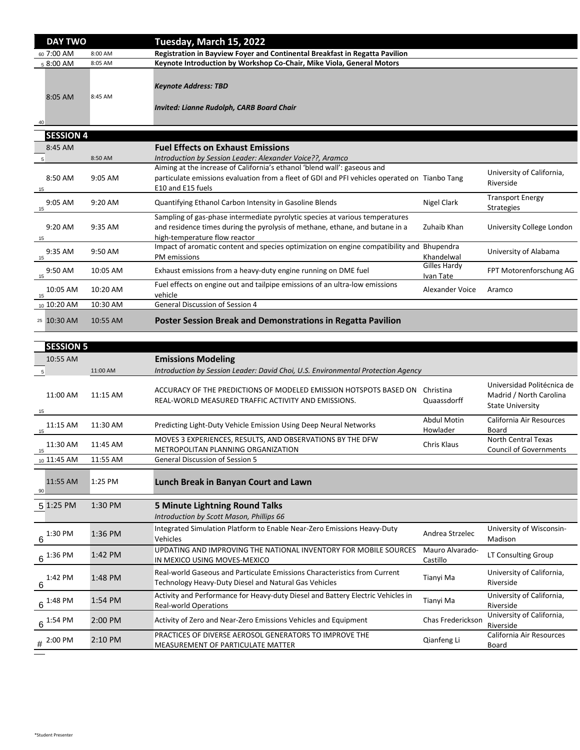| | | | DAY TWO | Tuesday, March 15, 2022 | |
|---|---|---|---|---|---|
| 60 | 7:00 AM | 8:00 AM | **Registration in Bayview Foyer and Continental Breakfast in Regatta Pavilion** | | |
| 5 | 8:00 AM | 8:05 AM | **Keynote Introduction by Workshop Co-Chair, Mike Viola, General Motors** | | |
| 40 | 8:05 AM | 8:45 AM | ***Keynote Address: TBD*** <br> ***Invited: Lianne Rudolph, CARB Board Chair*** | | |

**SESSION 4**

| | Start | End | Title | Presenter | Affiliation |
|---|---|---|---|---|---|
| | 8:45 AM | | **Fuel Effects on Exhaust Emissions** | | |
| 5 | | 8:50 AM | *Introduction by Session Leader: Alexander Voice??, Aramco* | | |
| 15 | 8:50 AM | 9:05 AM | Aiming at the increase of California's ethanol 'blend wall': gaseous and particulate emissions evaluation from a fleet of GDI and PFI vehicles operated on E10 and E15 fuels | Tianbo Tang | University of California, Riverside |
| 15 | 9:05 AM | 9:20 AM | Quantifying Ethanol Carbon Intensity in Gasoline Blends | Nigel Clark | Transport Energy Strategies |
| 15 | 9:20 AM | 9:35 AM | Sampling of gas-phase intermediate pyrolytic species at various temperatures and residence times during the pyrolysis of methane, ethane, and butane in a high-temperature flow reactor | Zuhaib Khan | University College London |
| 15 | 9:35 AM | 9:50 AM | Impact of aromatic content and species optimization on engine compatibility and PM emissions | Bhupendra Khandelwal | University of Alabama |
| 15 | 9:50 AM | 10:05 AM | Exhaust emissions from a heavy-duty engine running on DME fuel | Gilles Hardy<br>Ivan Tate | FPT Motorenforschung AG |
| 15 | 10:05 AM | 10:20 AM | Fuel effects on engine out and tailpipe emissions of an ultra-low emissions vehicle | Alexander Voice | Aramco |
| 10 | 10:20 AM | 10:30 AM | General Discussion of Session 4 | | |
| 25 | 10:30 AM | 10:55 AM | **Poster Session Break and Demonstrations in Regatta Pavilion** | | |

**SESSION 5**

| | Start | End | Title | Presenter | Affiliation |
|---|---|---|---|---|---|
| | 10:55 AM | | **Emissions Modeling** | | |
| 5 | | 11:00 AM | *Introduction by Session Leader: David Choi, U.S. Environmental Protection Agency* | | |
| 15 | 11:00 AM | 11:15 AM | ACCURACY OF THE PREDICTIONS OF MODELED EMISSION HOTSPOTS BASED ON REAL-WORLD MEASURED TRAFFIC ACTIVITY AND EMISSIONS. | Christina Quaassdorff | Universidad Politécnica de Madrid / North Carolina State University |
| 15 | 11:15 AM | 11:30 AM | Predicting Light-Duty Vehicle Emission Using Deep Neural Networks | Abdul Motin Howlader | California Air Resources Board |
| 15 | 11:30 AM | 11:45 AM | MOVES 3 EXPERIENCES, RESULTS, AND OBSERVATIONS BY THE DFW METROPOLITAN PLANNING ORGANIZATION | Chris Klaus | North Central Texas Council of Governments |
| 10 | 11:45 AM | 11:55 AM | General Discussion of Session 5 | | |
| 90 | 11:55 AM | 1:25 PM | **Lunch Break in Banyan Court and Lawn** | | |
| 5 | 1:25 PM | 1:30 PM | **5 Minute Lightning Round Talks**<br>*Introduction by Scott Mason, Phillips 66* | | |
| 6 | 1:30 PM | 1:36 PM | Integrated Simulation Platform to Enable Near-Zero Emissions Heavy-Duty Vehicles | Andrea Strzelec | University of Wisconsin-Madison |
| 6 | 1:36 PM | 1:42 PM | UPDATING AND IMPROVING THE NATIONAL INVENTORY FOR MOBILE SOURCES IN MEXICO USING MOVES-MEXICO | Mauro Alvarado-Castillo | LT Consulting Group |
| 6 | 1:42 PM | 1:48 PM | Real-world Gaseous and Particulate Emissions Characteristics from Current Technology Heavy-Duty Diesel and Natural Gas Vehicles | Tianyi Ma | University of California, Riverside |
| 6 | 1:48 PM | 1:54 PM | Activity and Performance for Heavy-duty Diesel and Battery Electric Vehicles in Real-world Operations | Tianyi Ma | University of California, Riverside |
| 6 | 1:54 PM | 2:00 PM | Activity of Zero and Near-Zero Emissions Vehicles and Equipment | Chas Frederickson | University of California, Riverside |
| # | 2:00 PM | 2:10 PM | PRACTICES OF DIVERSE AEROSOL GENERATORS TO IMPROVE THE MEASUREMENT OF PARTICULATE MATTER | Qianfeng Li | California Air Resources Board |

*Student Presenter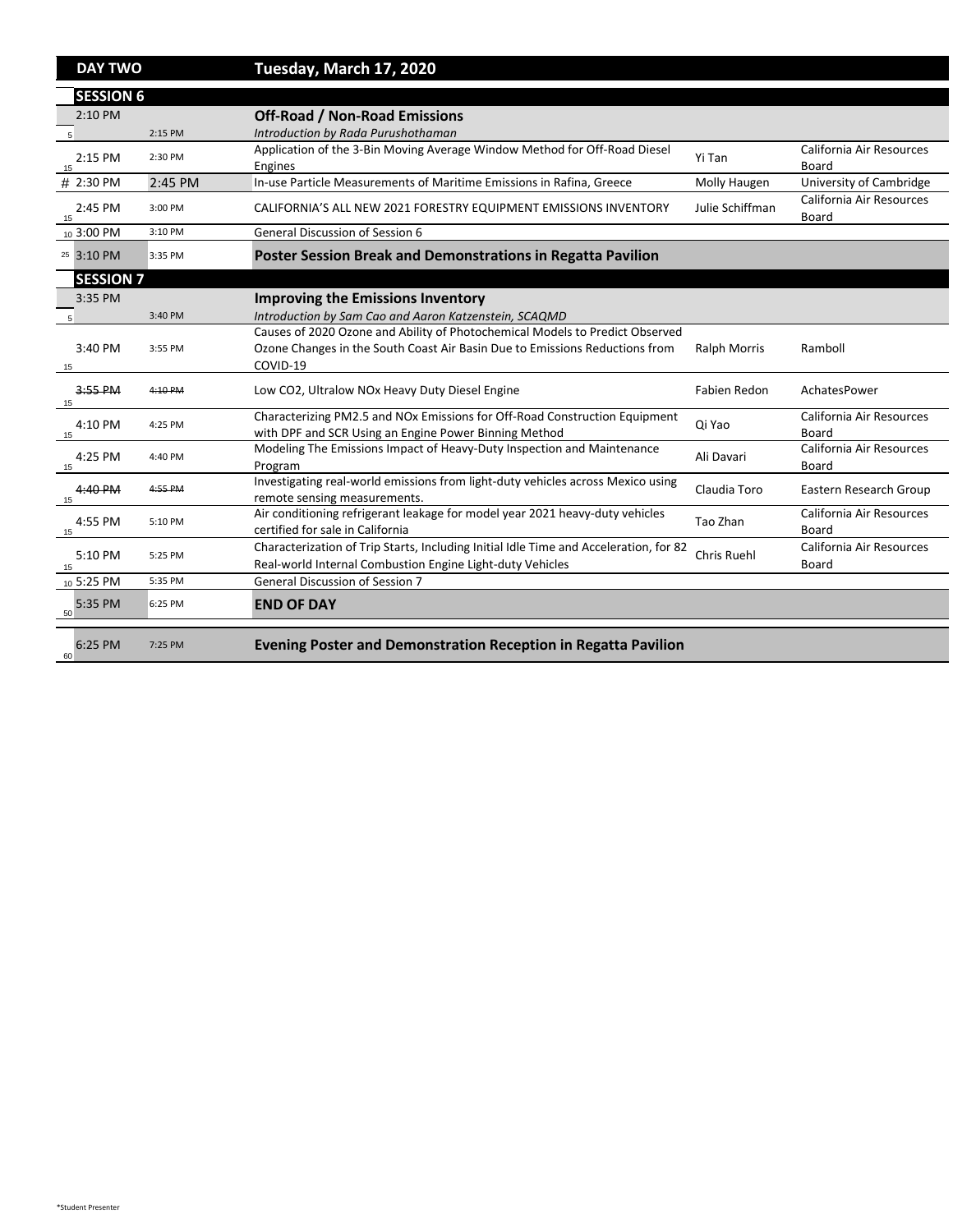## DAY TWO — Tuesday, March 17, 2020

### SESSION 6

| | Start | End | Title | Presenter | Affiliation |
|---|---|---|---|---|---|
| | 2:10 PM | | **Off-Road / Non-Road Emissions** | | |
| 5 | | 2:15 PM | *Introduction by Rada Purushothaman* | | |
| 15 | 2:15 PM | 2:30 PM | Application of the 3-Bin Moving Average Window Method for Off-Road Diesel Engines | Yi Tan | California Air Resources Board |
| # | 2:30 PM | 2:45 PM | In-use Particle Measurements of Maritime Emissions in Rafina, Greece | Molly Haugen | University of Cambridge |
| 15 | 2:45 PM | 3:00 PM | CALIFORNIA'S ALL NEW 2021 FORESTRY EQUIPMENT EMISSIONS INVENTORY | Julie Schiffman | California Air Resources Board |
| 10 | 3:00 PM | 3:10 PM | General Discussion of Session 6 | | |
| 25 | 3:10 PM | 3:35 PM | **Poster Session Break and Demonstrations in Regatta Pavilion** | | |

### SESSION 7

| | Start | End | Title | Presenter | Affiliation |
|---|---|---|---|---|---|
| | 3:35 PM | | **Improving the Emissions Inventory** | | |
| 5 | | 3:40 PM | *Introduction by Sam Cao and Aaron Katzenstein, SCAQMD* | | |
| 15 | 3:40 PM | 3:55 PM | Causes of 2020 Ozone and Ability of Photochemical Models to Predict Observed Ozone Changes in the South Coast Air Basin Due to Emissions Reductions from COVID-19 | Ralph Morris | Ramboll |
| 15 | ~~3:55 PM~~ | ~~4:10 PM~~ | Low CO2, Ultralow NOx Heavy Duty Diesel Engine | Fabien Redon | AchatesPower |
| 15 | 4:10 PM | 4:25 PM | Characterizing PM2.5 and NOx Emissions for Off-Road Construction Equipment with DPF and SCR Using an Engine Power Binning Method | Qi Yao | California Air Resources Board |
| 15 | 4:25 PM | 4:40 PM | Modeling The Emissions Impact of Heavy-Duty Inspection and Maintenance Program | Ali Davari | California Air Resources Board |
| 15 | ~~4:40 PM~~ | ~~4:55 PM~~ | Investigating real-world emissions from light-duty vehicles across Mexico using remote sensing measurements. | Claudia Toro | Eastern Research Group |
| 15 | 4:55 PM | 5:10 PM | Air conditioning refrigerant leakage for model year 2021 heavy-duty vehicles certified for sale in California | Tao Zhan | California Air Resources Board |
| 15 | 5:10 PM | 5:25 PM | Characterization of Trip Starts, Including Initial Idle Time and Acceleration, for 82 Real-world Internal Combustion Engine Light-duty Vehicles | Chris Ruehl | California Air Resources Board |
| 10 | 5:25 PM | 5:35 PM | General Discussion of Session 7 | | |
| 50 | 5:35 PM | 6:25 PM | **END OF DAY** | | |
| 60 | 6:25 PM | 7:25 PM | **Evening Poster and Demonstration Reception in Regatta Pavilion** | | |

*Student Presenter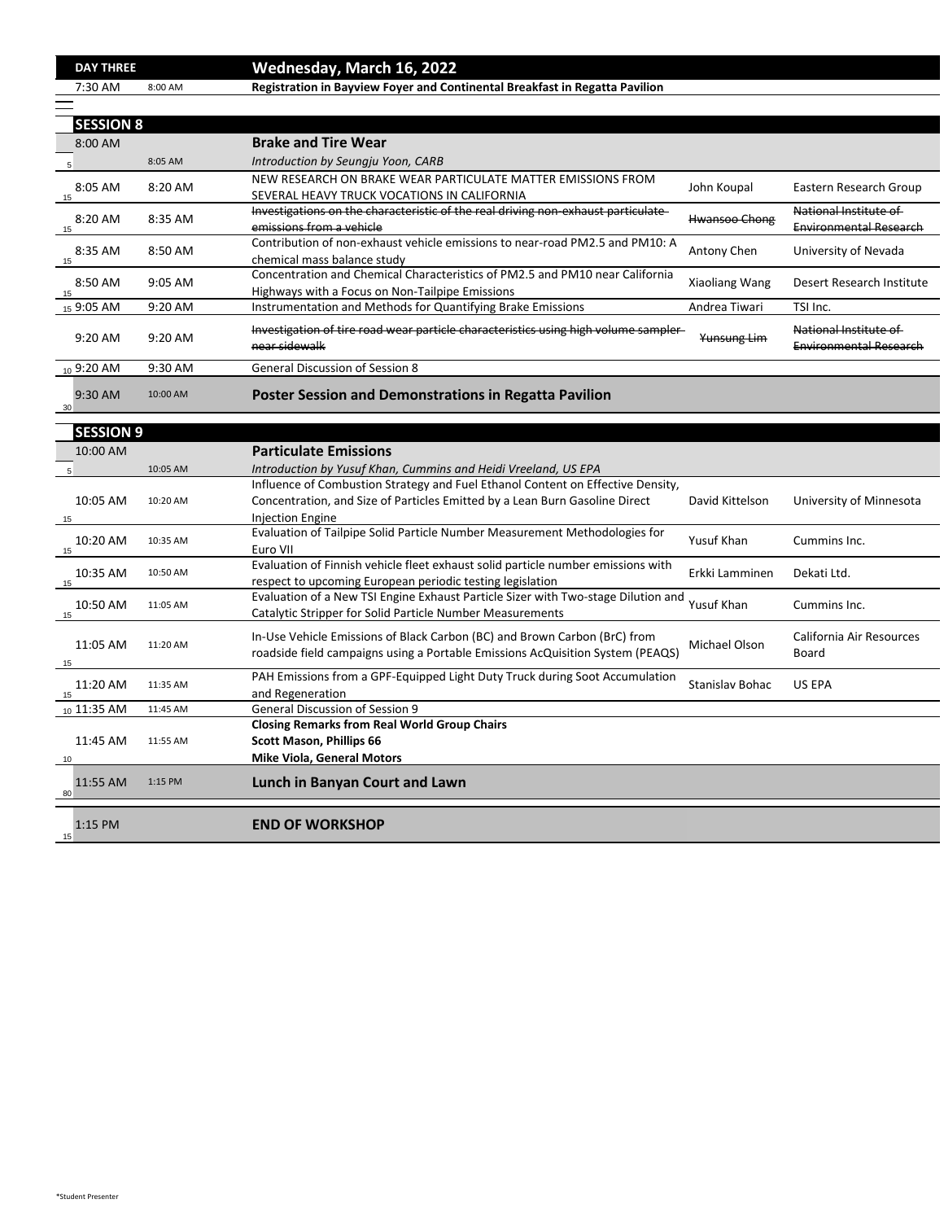| DAY THREE | | Wednesday, March 16, 2022 | | |
|---|---|---|---|---|
| 7:30 AM | 8:00 AM | **Registration in Bayview Foyer and Continental Breakfast in Regatta Pavilion** | | |

| SESSION 8 | | | | | |
|---|---|---|---|---|---|
| | 8:00 AM | | **Brake and Tire Wear** | | |
| 5 | | 8:05 AM | *Introduction by Seungju Yoon, CARB* | | |
| 15 | 8:05 AM | 8:20 AM | NEW RESEARCH ON BRAKE WEAR PARTICULATE MATTER EMISSIONS FROM SEVERAL HEAVY TRUCK VOCATIONS IN CALIFORNIA | John Koupal | Eastern Research Group |
| 15 | 8:20 AM | 8:35 AM | ~~Investigations on the characteristic of the real driving non-exhaust particulate emissions from a vehicle~~ | ~~Hwansoo Chong~~ | ~~National Institute of Environmental Research~~ |
| 15 | 8:35 AM | 8:50 AM | Contribution of non-exhaust vehicle emissions to near-road PM2.5 and PM10: A chemical mass balance study | Antony Chen | University of Nevada |
| 15 | 8:50 AM | 9:05 AM | Concentration and Chemical Characteristics of PM2.5 and PM10 near California Highways with a Focus on Non-Tailpipe Emissions | Xiaoliang Wang | Desert Research Institute |
| 15 | 9:05 AM | 9:20 AM | Instrumentation and Methods for Quantifying Brake Emissions | Andrea Tiwari | TSI Inc. |
| | 9:20 AM | 9:20 AM | ~~Investigation of tire road wear particle characteristics using high volume sampler near sidewalk~~ | ~~Yunsung Lim~~ | ~~National Institute of Environmental Research~~ |
| 10 | 9:20 AM | 9:30 AM | General Discussion of Session 8 | | |
| 30 | 9:30 AM | 10:00 AM | **Poster Session and Demonstrations in Regatta Pavilion** | | |

| SESSION 9 | | | | | |
|---|---|---|---|---|---|
| | 10:00 AM | | **Particulate Emissions** | | |
| 5 | | 10:05 AM | *Introduction by Yusuf Khan, Cummins and Heidi Vreeland, US EPA* | | |
| 15 | 10:05 AM | 10:20 AM | Influence of Combustion Strategy and Fuel Ethanol Content on Effective Density, Concentration, and Size of Particles Emitted by a Lean Burn Gasoline Direct Injection Engine | David Kittelson | University of Minnesota |
| 15 | 10:20 AM | 10:35 AM | Evaluation of Tailpipe Solid Particle Number Measurement Methodologies for Euro VII | Yusuf Khan | Cummins Inc. |
| 15 | 10:35 AM | 10:50 AM | Evaluation of Finnish vehicle fleet exhaust solid particle number emissions with respect to upcoming European periodic testing legislation | Erkki Lamminen | Dekati Ltd. |
| 15 | 10:50 AM | 11:05 AM | Evaluation of a New TSI Engine Exhaust Particle Sizer with Two-stage Dilution and Catalytic Stripper for Solid Particle Number Measurements | Yusuf Khan | Cummins Inc. |
| 15 | 11:05 AM | 11:20 AM | In-Use Vehicle Emissions of Black Carbon (BC) and Brown Carbon (BrC) from roadside field campaigns using a Portable Emissions AcQuisition System (PEAQS) | Michael Olson | California Air Resources Board |
| 15 | 11:20 AM | 11:35 AM | PAH Emissions from a GPF-Equipped Light Duty Truck during Soot Accumulation and Regeneration | Stanislav Bohac | US EPA |
| 10 | 11:35 AM | 11:45 AM | General Discussion of Session 9 | | |
| 10 | 11:45 AM | 11:55 AM | **Closing Remarks from Real World Group Chairs**<br>**Scott Mason, Phillips 66**<br>**Mike Viola, General Motors** | | |
| 80 | 11:55 AM | 1:15 PM | **Lunch in Banyan Court and Lawn** | | |
| 15 | 1:15 PM | | **END OF WORKSHOP** | | |

*Student Presenter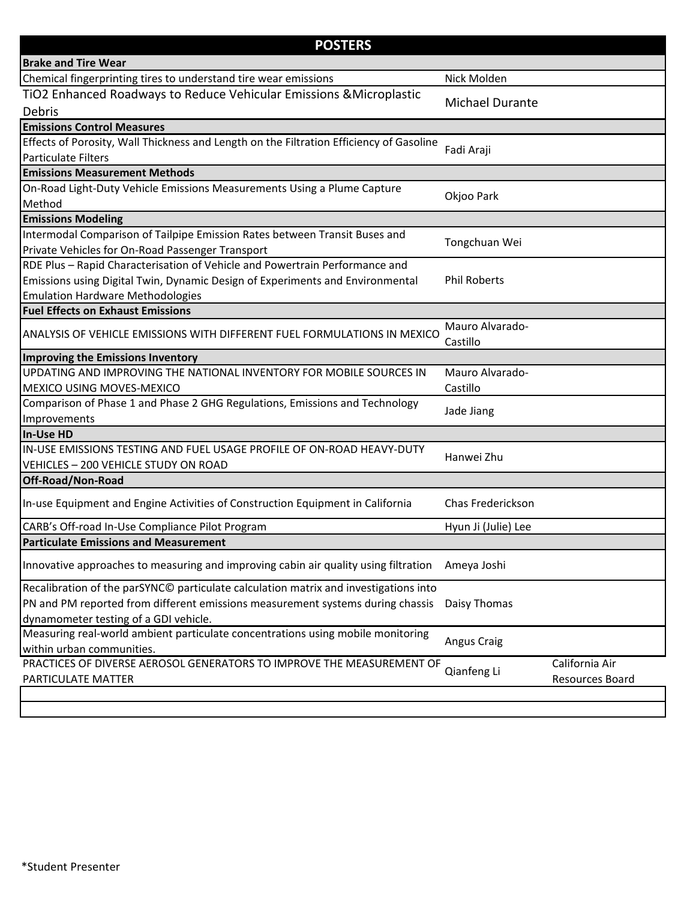| POSTERS | | |
|---|---|---|
| **Brake and Tire Wear** | | |
| Chemical fingerprinting tires to understand tire wear emissions | Nick Molden | |
| TiO2 Enhanced Roadways to Reduce Vehicular Emissions &Microplastic Debris | Michael Durante | |
| **Emissions Control Measures** | | |
| Effects of Porosity, Wall Thickness and Length on the Filtration Efficiency of Gasoline Particulate Filters | Fadi Araji | |
| **Emissions Measurement Methods** | | |
| On-Road Light-Duty Vehicle Emissions Measurements Using a Plume Capture Method | Okjoo Park | |
| **Emissions Modeling** | | |
| Intermodal Comparison of Tailpipe Emission Rates between Transit Buses and Private Vehicles for On-Road Passenger Transport | Tongchuan Wei | |
| RDE Plus – Rapid Characterisation of Vehicle and Powertrain Performance and Emissions using Digital Twin, Dynamic Design of Experiments and Environmental Emulation Hardware Methodologies | Phil Roberts | |
| **Fuel Effects on Exhaust Emissions** | | |
| ANALYSIS OF VEHICLE EMISSIONS WITH DIFFERENT FUEL FORMULATIONS IN MEXICO | Mauro Alvarado-Castillo | |
| **Improving the Emissions Inventory** | | |
| UPDATING AND IMPROVING THE NATIONAL INVENTORY FOR MOBILE SOURCES IN MEXICO USING MOVES-MEXICO | Mauro Alvarado-Castillo | |
| Comparison of Phase 1 and Phase 2 GHG Regulations, Emissions and Technology Improvements | Jade Jiang | |
| **In-Use HD** | | |
| IN-USE EMISSIONS TESTING AND FUEL USAGE PROFILE OF ON-ROAD HEAVY-DUTY VEHICLES – 200 VEHICLE STUDY ON ROAD | Hanwei Zhu | |
| **Off-Road/Non-Road** | | |
| In-use Equipment and Engine Activities of Construction Equipment in California | Chas Frederickson | |
| CARB's Off-road In-Use Compliance Pilot Program | Hyun Ji (Julie) Lee | |
| **Particulate Emissions and Measurement** | | |
| Innovative approaches to measuring and improving cabin air quality using filtration | Ameya Joshi | |
| Recalibration of the parSYNC© particulate calculation matrix and investigations into PN and PM reported from different emissions measurement systems during chassis dynamometer testing of a GDI vehicle. | Daisy Thomas | |
| Measuring real-world ambient particulate concentrations using mobile monitoring within urban communities. | Angus Craig | |
| PRACTICES OF DIVERSE AEROSOL GENERATORS TO IMPROVE THE MEASUREMENT OF PARTICULATE MATTER | Qianfeng Li | California Air Resources Board |
| | | |
| | | |

*Student Presenter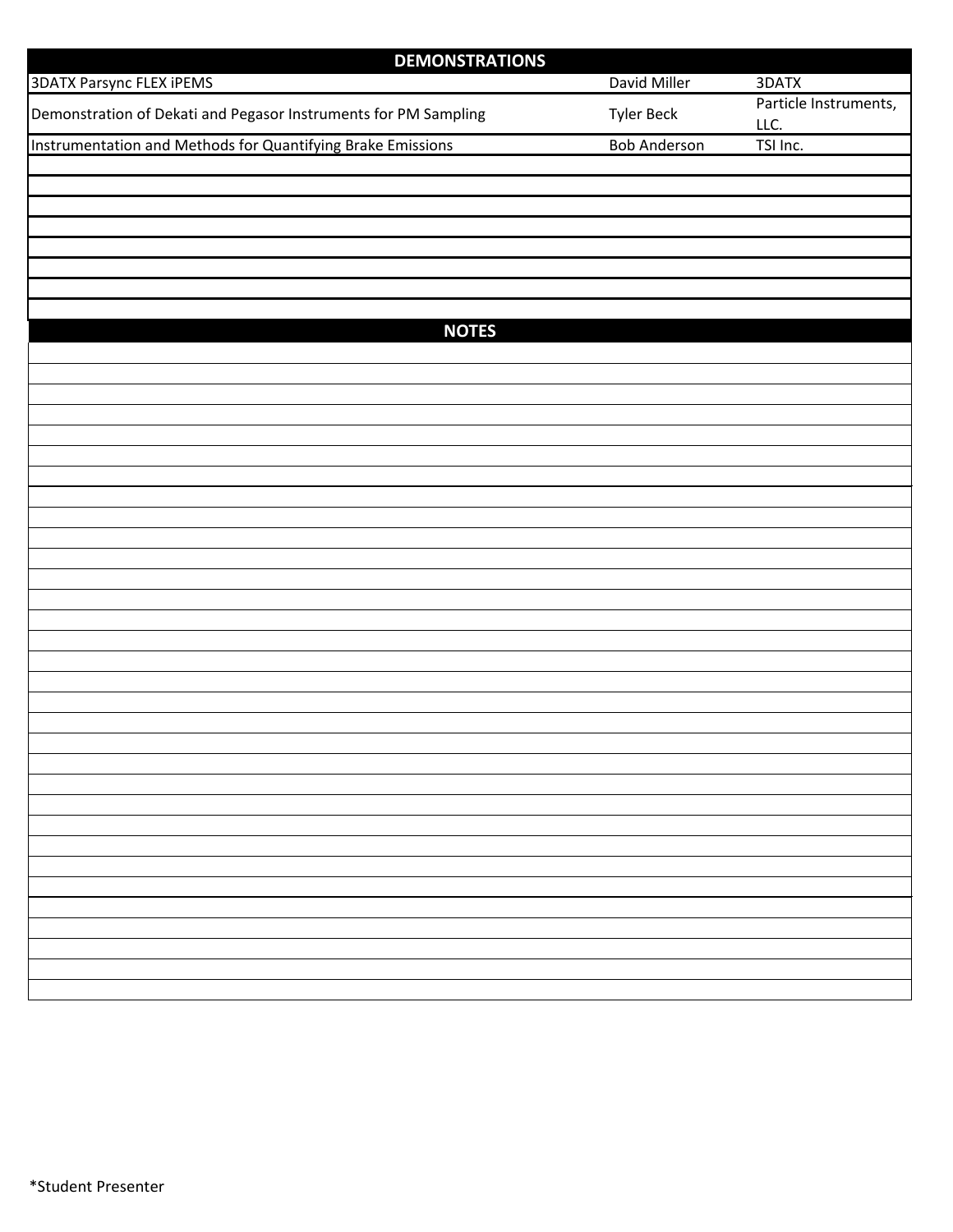| DEMONSTRATIONS | | |
|---|---|---|
| 3DATX Parsync FLEX iPEMS | David Miller | 3DATX |
| Demonstration of Dekati and Pegasor Instruments for PM Sampling | Tyler Beck | Particle Instruments, LLC. |
| Instrumentation and Methods for Quantifying Brake Emissions | Bob Anderson | TSI Inc. |

## NOTES

*Student Presenter